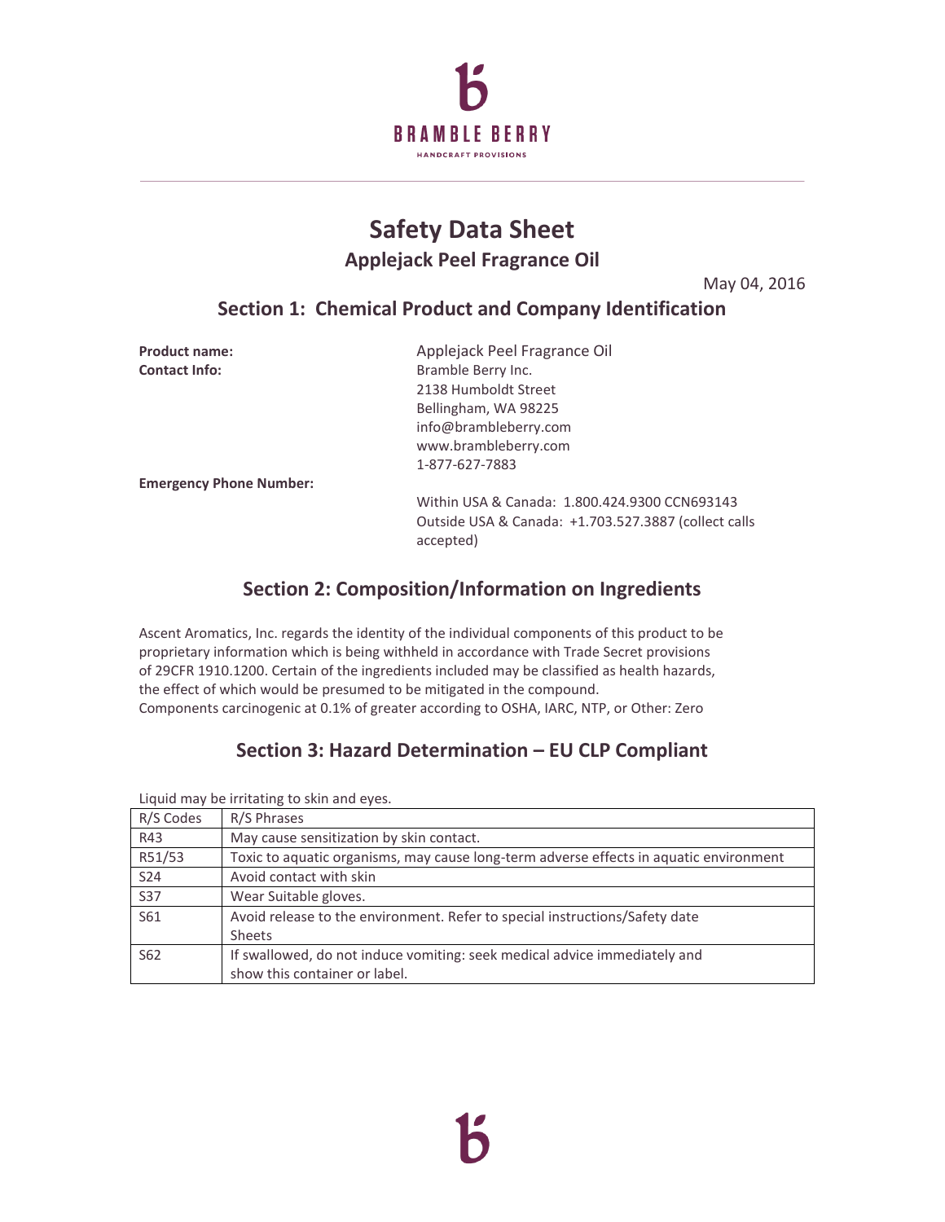BRAMBLE BERRY

HANDCRAFT PROVISIONS

# Safety Data Sheet

## Applejack Peel Fragrance Oil

May 04, 2016

## Section 1: Chemical Product and Company Identification

**Product name:** Applejack Peel Fragrance Oil

**Contact Info:** Bramble Berry Inc.
2138 Humboldt Street
Bellingham, WA 98225
info@brambleberry.com
www.brambleberry.com
1-877-627-7883

**Emergency Phone Number:**

Within USA & Canada: 1.800.424.9300 CCN693143
Outside USA & Canada: +1.703.527.3887 (collect calls accepted)

## Section 2: Composition/Information on Ingredients

Ascent Aromatics, Inc. regards the identity of the individual components of this product to be proprietary information which is being withheld in accordance with Trade Secret provisions of 29CFR 1910.1200. Certain of the ingredients included may be classified as health hazards, the effect of which would be presumed to be mitigated in the compound.
Components carcinogenic at 0.1% of greater according to OSHA, IARC, NTP, or Other: Zero

## Section 3: Hazard Determination – EU CLP Compliant

Liquid may be irritating to skin and eyes.

| R/S Codes | R/S Phrases |
|---|---|
| R43 | May cause sensitization by skin contact. |
| R51/53 | Toxic to aquatic organisms, may cause long-term adverse effects in aquatic environment |
| S24 | Avoid contact with skin |
| S37 | Wear Suitable gloves. |
| S61 | Avoid release to the environment. Refer to special instructions/Safety date Sheets |
| S62 | If swallowed, do not induce vomiting: seek medical advice immediately and show this container or label. |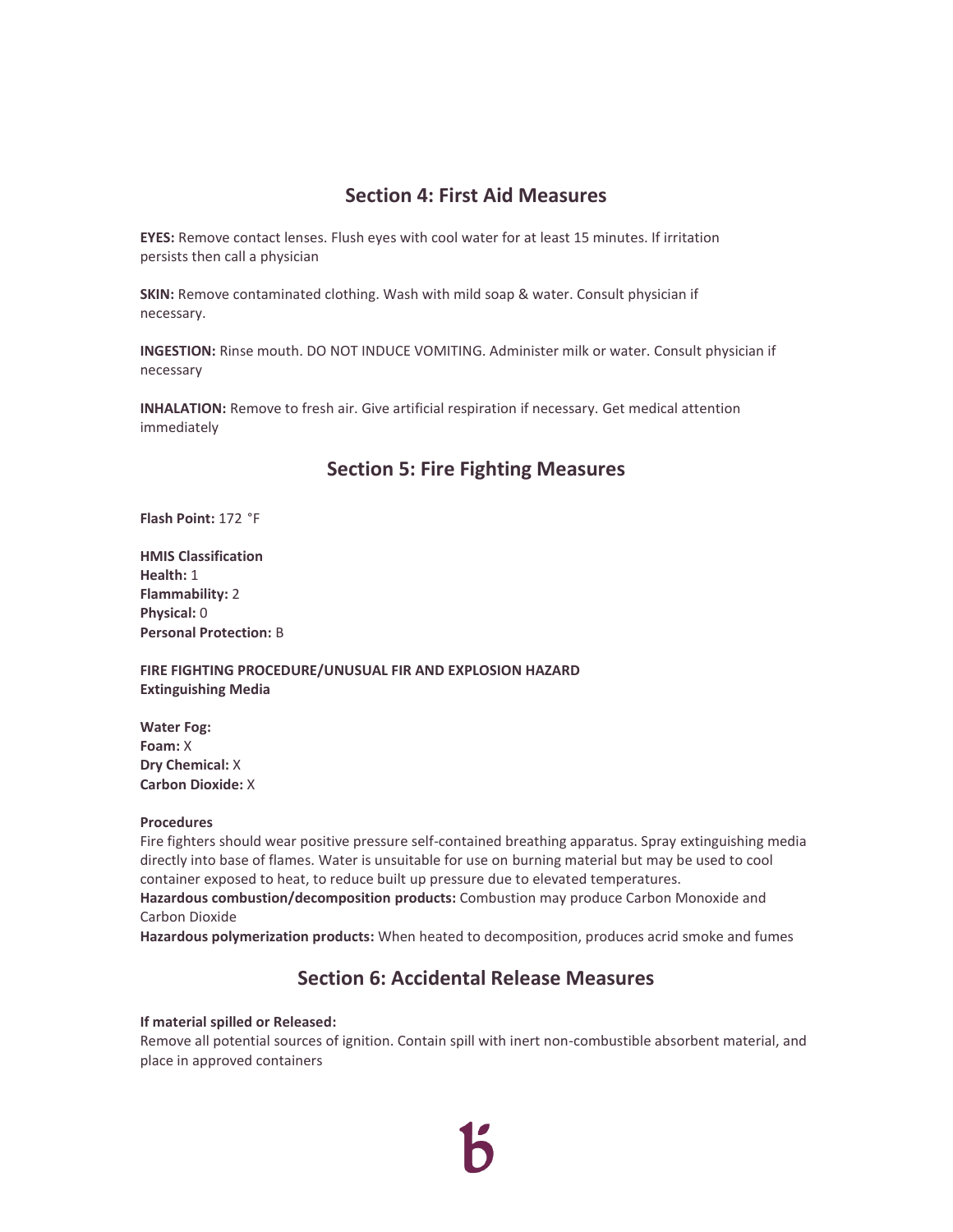## Section 4: First Aid Measures

**EYES:** Remove contact lenses. Flush eyes with cool water for at least 15 minutes. If irritation persists then call a physician

**SKIN:** Remove contaminated clothing. Wash with mild soap & water. Consult physician if necessary.

**INGESTION:** Rinse mouth. DO NOT INDUCE VOMITING. Administer milk or water. Consult physician if necessary

**INHALATION:** Remove to fresh air. Give artificial respiration if necessary. Get medical attention immediately

## Section 5: Fire Fighting Measures

**Flash Point:** 172 °F

**HMIS Classification**
**Health:** 1
**Flammability:** 2
**Physical:** 0
**Personal Protection:** B

**FIRE FIGHTING PROCEDURE/UNUSUAL FIR AND EXPLOSION HAZARD**
**Extinguishing Media**

**Water Fog:**
**Foam:** X
**Dry Chemical:** X
**Carbon Dioxide:** X

**Procedures**
Fire fighters should wear positive pressure self-contained breathing apparatus. Spray extinguishing media directly into base of flames. Water is unsuitable for use on burning material but may be used to cool container exposed to heat, to reduce built up pressure due to elevated temperatures.
**Hazardous combustion/decomposition products:** Combustion may produce Carbon Monoxide and Carbon Dioxide
**Hazardous polymerization products:** When heated to decomposition, produces acrid smoke and fumes

## Section 6: Accidental Release Measures

**If material spilled or Released:**
Remove all potential sources of ignition. Contain spill with inert non-combustible absorbent material, and place in approved containers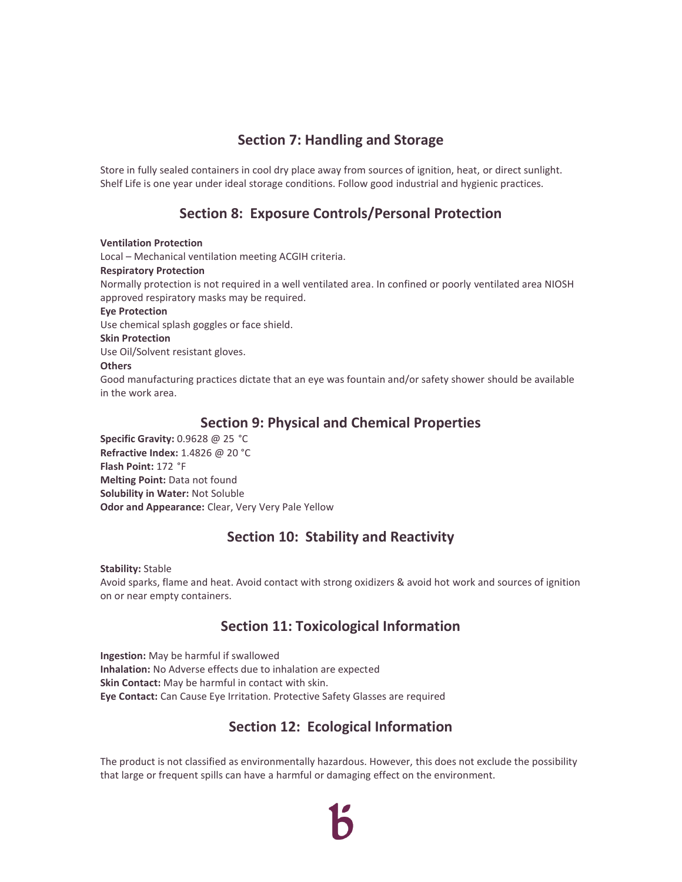## Section 7: Handling and Storage

Store in fully sealed containers in cool dry place away from sources of ignition, heat, or direct sunlight. Shelf Life is one year under ideal storage conditions. Follow good industrial and hygienic practices.

## Section 8: Exposure Controls/Personal Protection

**Ventilation Protection**
Local – Mechanical ventilation meeting ACGIH criteria.
**Respiratory Protection**
Normally protection is not required in a well ventilated area. In confined or poorly ventilated area NIOSH approved respiratory masks may be required.
**Eye Protection**
Use chemical splash goggles or face shield.
**Skin Protection**
Use Oil/Solvent resistant gloves.
**Others**
Good manufacturing practices dictate that an eye was fountain and/or safety shower should be available in the work area.

## Section 9: Physical and Chemical Properties

**Specific Gravity:** 0.9628 @ 25 °C
**Refractive Index:** 1.4826 @ 20 °C
**Flash Point:** 172 °F
**Melting Point:** Data not found
**Solubility in Water:** Not Soluble
**Odor and Appearance:** Clear, Very Very Pale Yellow

## Section 10: Stability and Reactivity

**Stability:** Stable
Avoid sparks, flame and heat. Avoid contact with strong oxidizers & avoid hot work and sources of ignition on or near empty containers.

## Section 11: Toxicological Information

**Ingestion:** May be harmful if swallowed
**Inhalation:** No Adverse effects due to inhalation are expected
**Skin Contact:** May be harmful in contact with skin.
**Eye Contact:** Can Cause Eye Irritation. Protective Safety Glasses are required

## Section 12: Ecological Information

The product is not classified as environmentally hazardous. However, this does not exclude the possibility that large or frequent spills can have a harmful or damaging effect on the environment.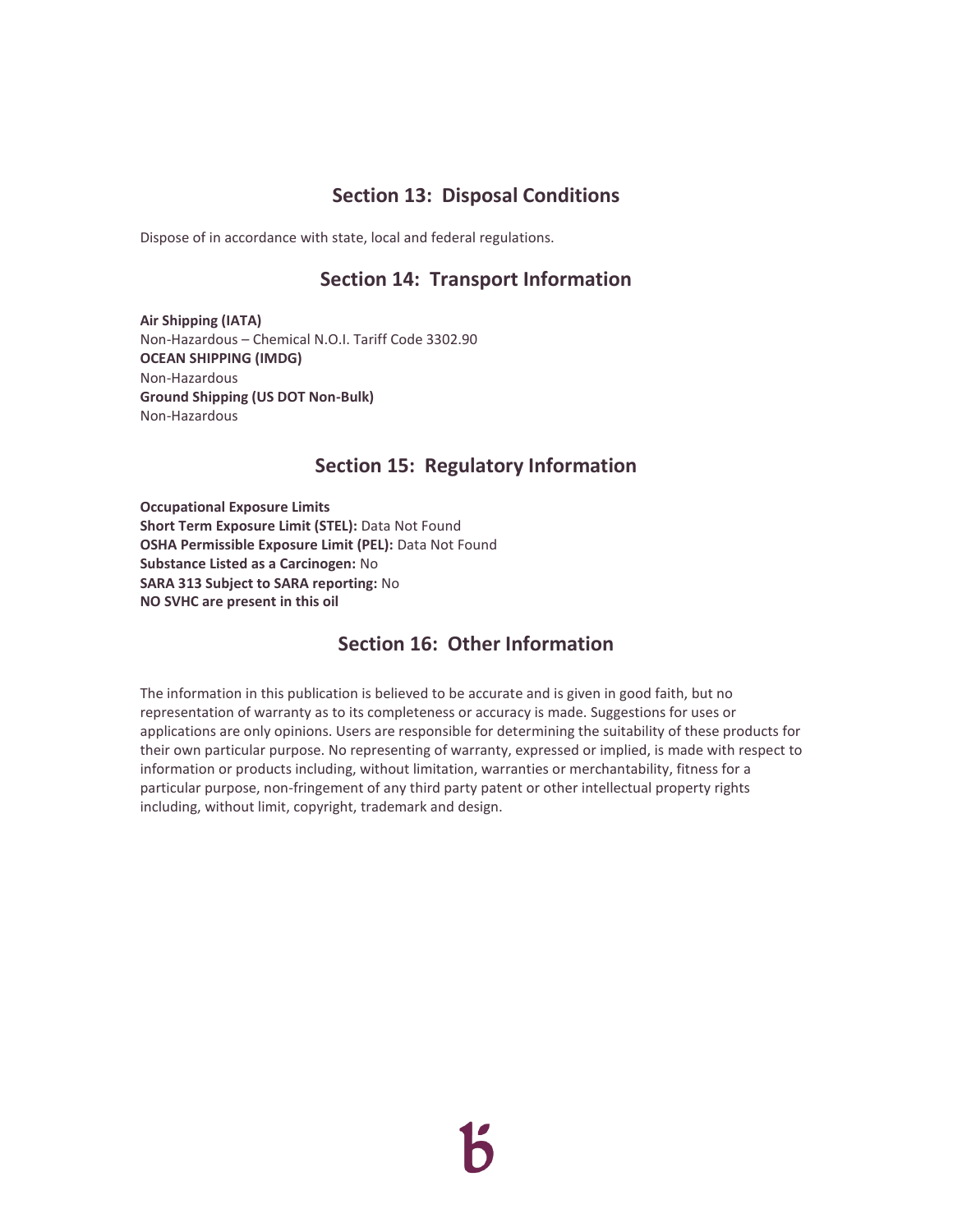## Section 13: Disposal Conditions

Dispose of in accordance with state, local and federal regulations.

## Section 14: Transport Information

**Air Shipping (IATA)**
Non-Hazardous – Chemical N.O.I. Tariff Code 3302.90
**OCEAN SHIPPING (IMDG)**
Non-Hazardous
**Ground Shipping (US DOT Non-Bulk)**
Non-Hazardous

## Section 15: Regulatory Information

**Occupational Exposure Limits**
**Short Term Exposure Limit (STEL):** Data Not Found
**OSHA Permissible Exposure Limit (PEL):** Data Not Found
**Substance Listed as a Carcinogen:** No
**SARA 313 Subject to SARA reporting:** No
**NO SVHC are present in this oil**

## Section 16: Other Information

The information in this publication is believed to be accurate and is given in good faith, but no representation of warranty as to its completeness or accuracy is made. Suggestions for uses or applications are only opinions. Users are responsible for determining the suitability of these products for their own particular purpose. No representing of warranty, expressed or implied, is made with respect to information or products including, without limitation, warranties or merchantability, fitness for a particular purpose, non-fringement of any third party patent or other intellectual property rights including, without limit, copyright, trademark and design.